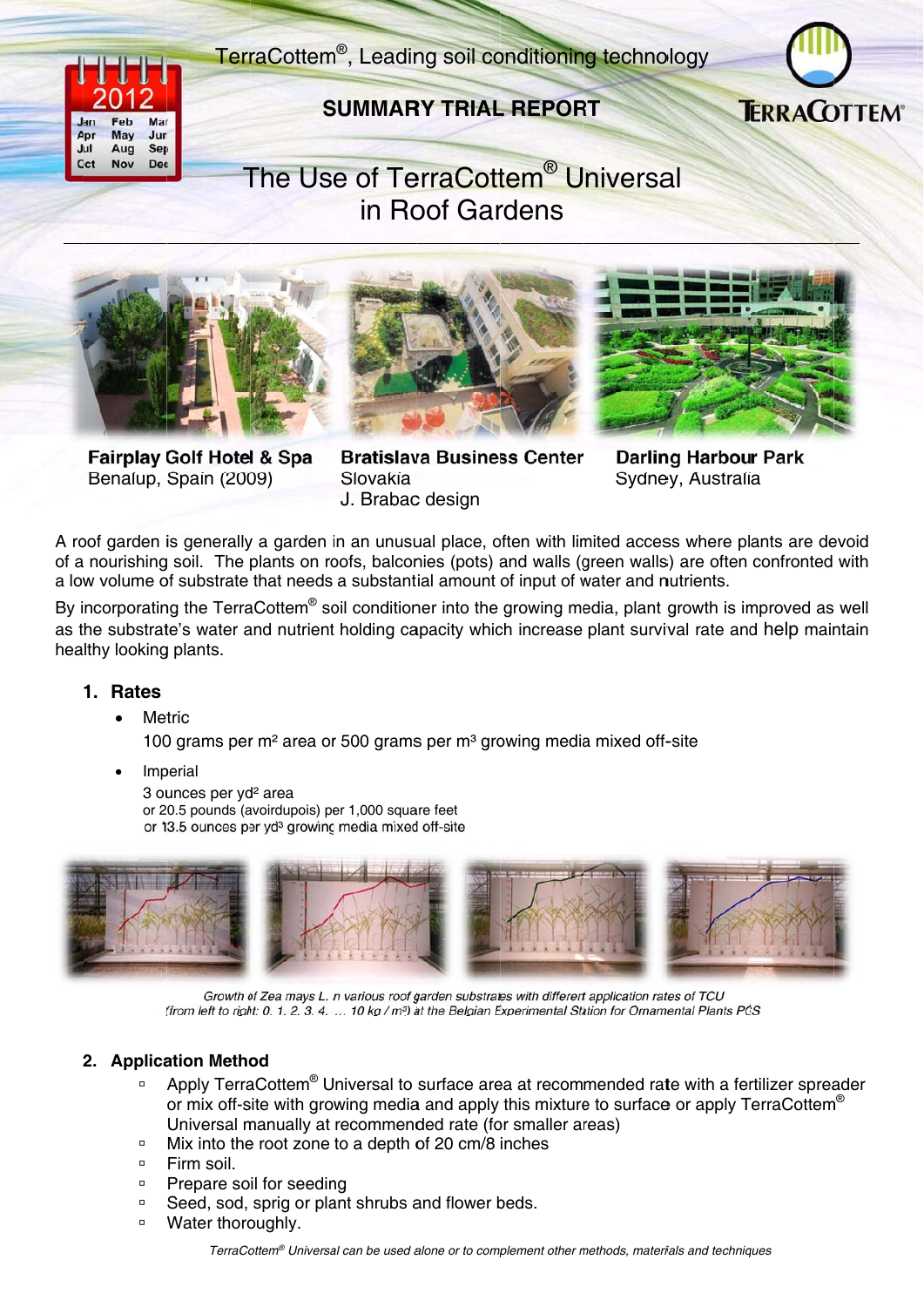TerraCottem®, Leading soil conditioning technology

**SUMMARY TRIAL REPORT**

# The Use of TerraCottem® Universal in Roof Gardens

**Fairplay Golf Hotel & Spa**
Benalup, Spain (2009)

**Bratislava Business Center**
Slovakia
J. Brabac design

**Darling Harbour Park**
Sydney, Australia

A roof garden is generally a garden in an unusual place, often with limited access where plants are devoid of a nourishing soil. The plants on roofs, balconies (pots) and walls (green walls) are often confronted with a low volume of substrate that needs a substantial amount of input of water and nutrients.

By incorporating the TerraCottem® soil conditioner into the growing media, plant growth is improved as well as the substrate's water and nutrient holding capacity which increase plant survival rate and help maintain healthy looking plants.

## 1. Rates

- Metric

  100 grams per m² area or 500 grams per m³ growing media mixed off-site

- Imperial

  3 ounces per yd² area
  or 20.5 pounds (avoirdupois) per 1,000 square feet
  or 13.5 ounces per yd³ growing media mixed off-site

*Growth of Zea mays L. in various roof garden substrates with different application rates of TCU (from left to right: 0, 1, 2, 3, 4, … 10 kg / m³) at the Belgian Experimental Station for Ornamental Plants PCS*

## 2. Application Method

- Apply TerraCottem® Universal to surface area at recommended rate with a fertilizer spreader or mix off-site with growing media and apply this mixture to surface or apply TerraCottem® Universal manually at recommended rate (for smaller areas)
- Mix into the root zone to a depth of 20 cm/8 inches
- Firm soil.
- Prepare soil for seeding
- Seed, sod, sprig or plant shrubs and flower beds.
- Water thoroughly.

*TerraCottem® Universal can be used alone or to complement other methods, materials and techniques*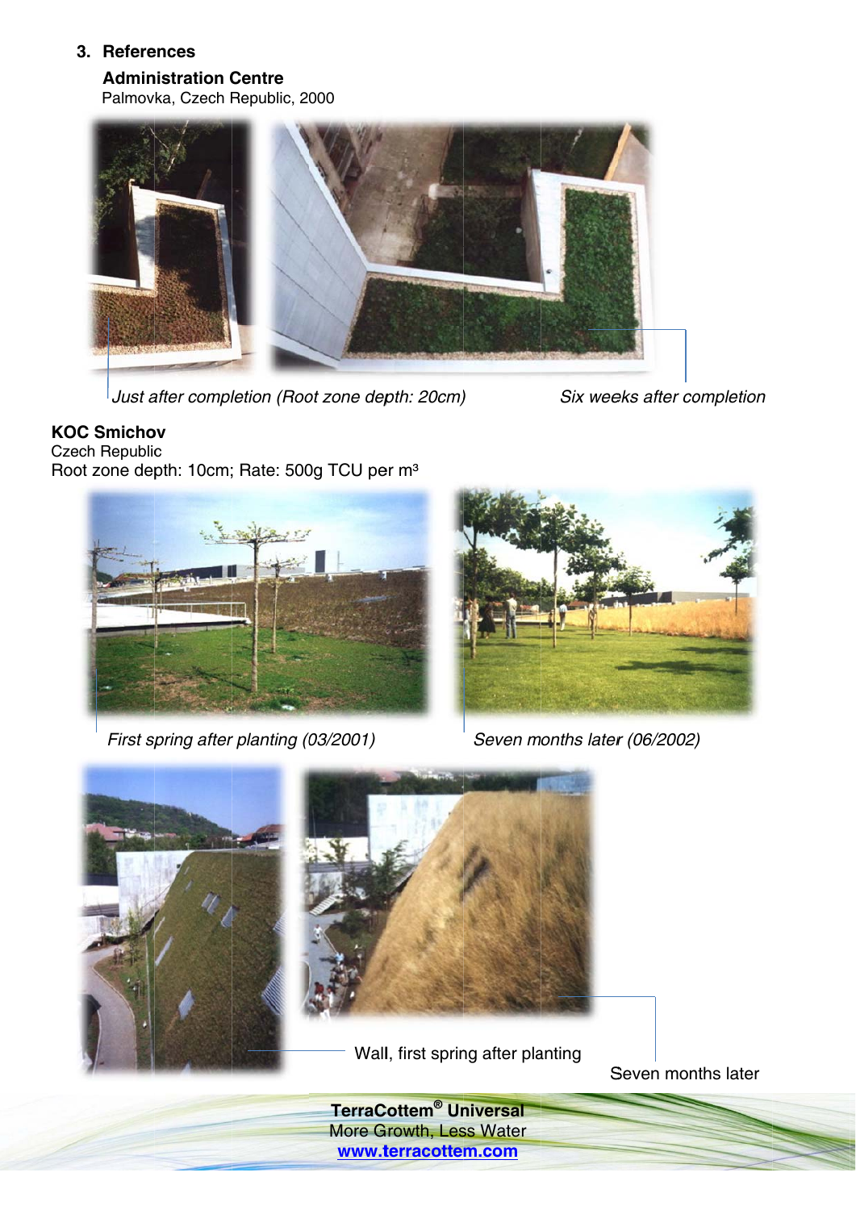## 3. References

### Administration Centre

Palmovka, Czech Republic, 2000

*Just after completion (Root zone depth: 20cm)*

*Six weeks after completion*

### KOC Smichov

Czech Republic

Root zone depth: 10cm; Rate: 500g TCU per m³

*First spring after planting (03/2001)*

*Seven months later (06/2002)*

Wall, first spring after planting

Seven months later

**TerraCottem® Universal**
More Growth, Less Water
**www.terracottem.com**